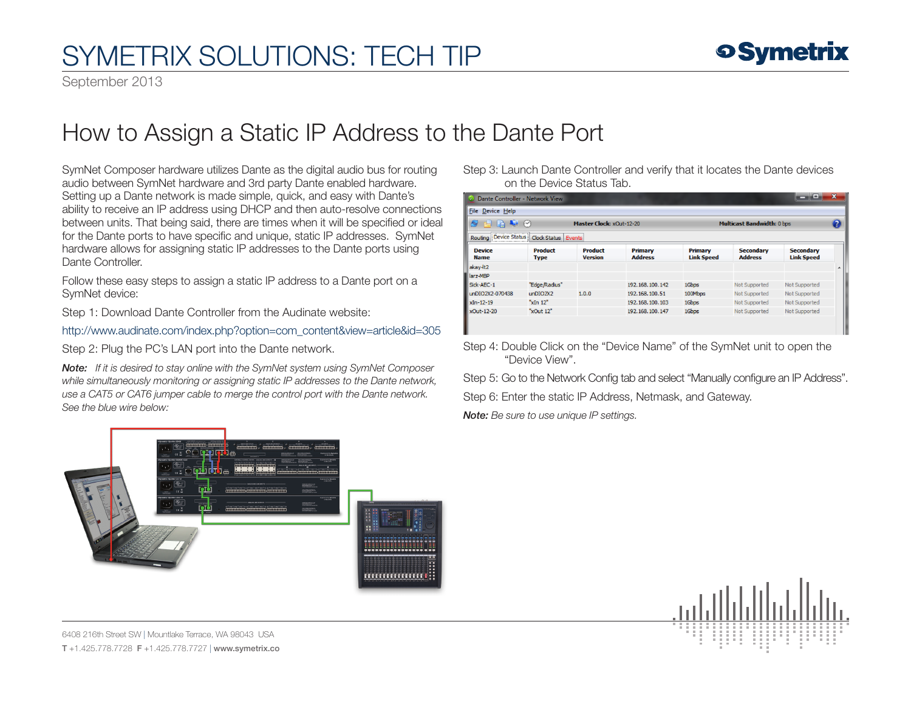# SYMETRIX SOLUTIONS: TECH TIP

September 2013

## How to Assign a Static IP Address to the Dante Port

SymNet Composer hardware utilizes Dante as the digital audio bus for routing audio between SymNet hardware and 3rd party Dante enabled hardware. Setting up a Dante network is made simple, quick, and easy with Dante's ability to receive an IP address using DHCP and then auto-resolve connections between units. That being said, there are times when it will be specified or ideal for the Dante ports to have specific and unique, static IP addresses. SymNet hardware allows for assigning static IP addresses to the Dante ports using Dante Controller.

Follow these easy steps to assign a static IP address to a Dante port on a SymNet device:

Step 1: Download Dante Controller from the Audinate website:

http://www.audinate.com/index.php?option=com_content&view=article&id=305

Step 2: Plug the PC's LAN port into the Dante network.

***Note:*** *If it is desired to stay online with the SymNet system using SymNet Composer while simultaneously monitoring or assigning static IP addresses to the Dante network, use a CAT5 or CAT6 jumper cable to merge the control port with the Dante network. See the blue wire below:*

Step 3: Launch Dante Controller and verify that it locates the Dante devices on the Device Status Tab.

Dante Controller - Network View

Master Clock: xOut-12-20 — Multicast Bandwidth: 0 bps

| Device Name | Product Type | Product Version | Primary Address | Primary Link Speed | Secondary Address | Secondary Link Speed |
|---|---|---|---|---|---|---|
| akay-lt2 | | | | | | |
| larz-MBP | | | | | | |
| Sick-AEC-1 | "Edge/Radius" | | 192.168.100.142 | 1Gbps | Not Supported | Not Supported |
| unDIO2X2-070438 | unDIO2X2 | 1.0.0 | 192.168.100.51 | 100Mbps | Not Supported | Not Supported |
| xIn-12-19 | "xIn 12" | | 192.168.100.103 | 1Gbps | Not Supported | Not Supported |
| xOut-12-20 | "xOut 12" | | 192.168.100.147 | 1Gbps | Not Supported | Not Supported |

Step 4: Double Click on the "Device Name" of the SymNet unit to open the "Device View".

Step 5: Go to the Network Config tab and select "Manually configure an IP Address".

Step 6: Enter the static IP Address, Netmask, and Gateway.

***Note:*** *Be sure to use unique IP settings.*

6408 216th Street SW | Mountlake Terrace, WA 98043 USA

**T** +1.425.778.7728 **F** +1.425.778.7727 | **www.symetrix.co**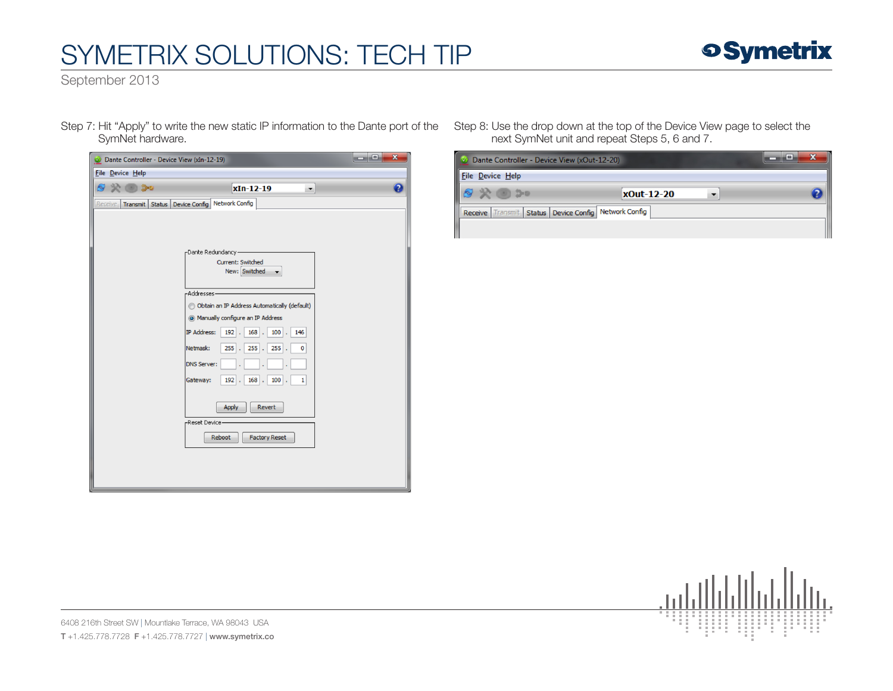Step 7: Hit "Apply" to write the new static IP information to the Dante port of the SymNet hardware.

Step 8: Use the drop down at the top of the Device View page to select the next SymNet unit and repeat Steps 5, 6 and 7.

6408 216th Street SW | Mountlake Terrace, WA 98043 USA
**T** +1.425.778.7728 **F** +1.425.778.7727 | **www.symetrix.co**